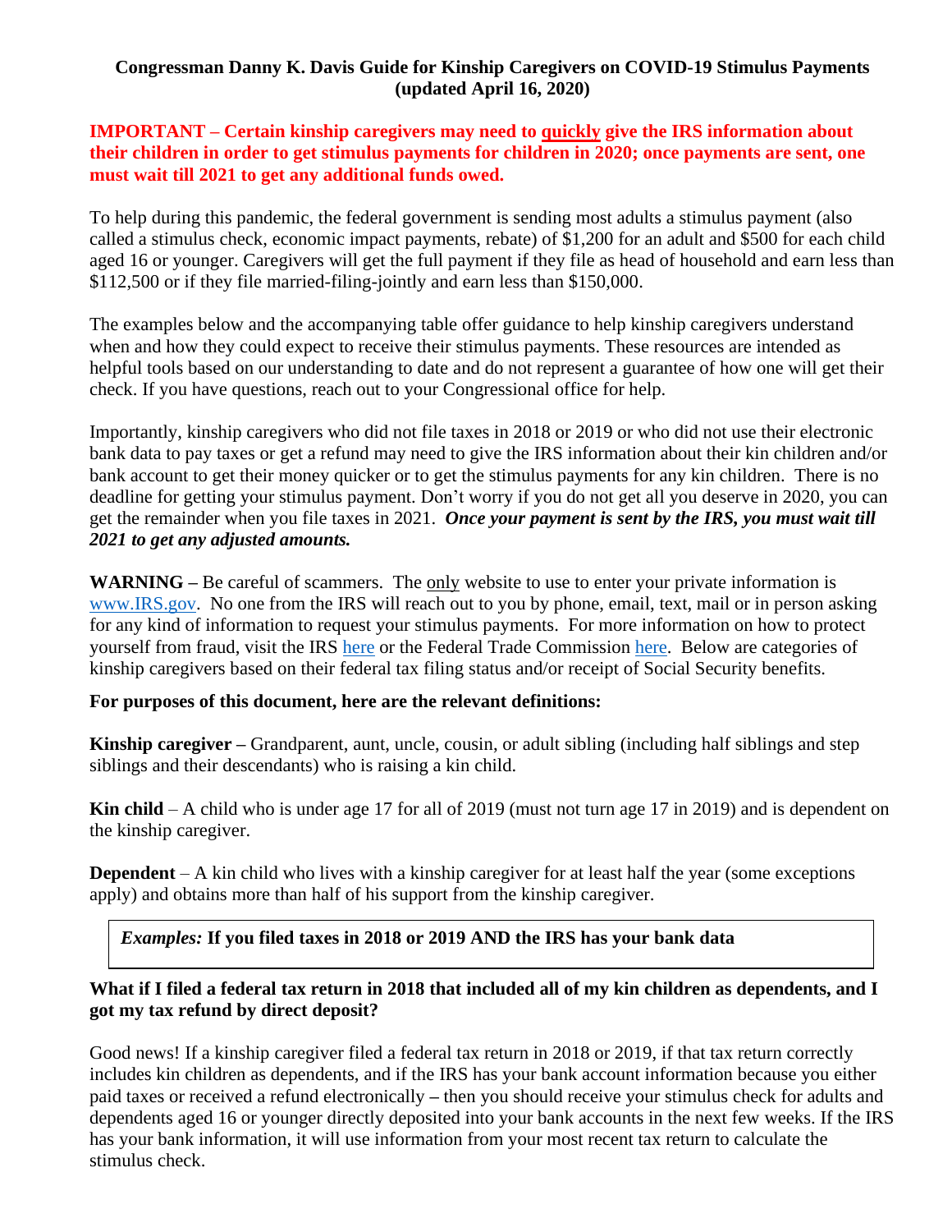# Congressman Danny K. Davis Guide for Kinship Caregivers on COVID-19 Stimulus Payments (updated April 16, 2020)

**IMPORTANT – Certain kinship caregivers may need to quickly give the IRS information about their children in order to get stimulus payments for children in 2020; once payments are sent, one must wait till 2021 to get any additional funds owed.**

To help during this pandemic, the federal government is sending most adults a stimulus payment (also called a stimulus check, economic impact payments, rebate) of $1,200 for an adult and $500 for each child aged 16 or younger. Caregivers will get the full payment if they file as head of household and earn less than $112,500 or if they file married-filing-jointly and earn less than $150,000.

The examples below and the accompanying table offer guidance to help kinship caregivers understand when and how they could expect to receive their stimulus payments. These resources are intended as helpful tools based on our understanding to date and do not represent a guarantee of how one will get their check. If you have questions, reach out to your Congressional office for help.

Importantly, kinship caregivers who did not file taxes in 2018 or 2019 or who did not use their electronic bank data to pay taxes or get a refund may need to give the IRS information about their kin children and/or bank account to get their money quicker or to get the stimulus payments for any kin children. There is no deadline for getting your stimulus payment. Don't worry if you do not get all you deserve in 2020, you can get the remainder when you file taxes in 2021. ***Once your payment is sent by the IRS, you must wait till 2021 to get any adjusted amounts.***

**WARNING –** Be careful of scammers. The only website to use to enter your private information is www.IRS.gov. No one from the IRS will reach out to you by phone, email, text, mail or in person asking for any kind of information to request your stimulus payments. For more information on how to protect yourself from fraud, visit the IRS here or the Federal Trade Commission here. Below are categories of kinship caregivers based on their federal tax filing status and/or receipt of Social Security benefits.

**For purposes of this document, here are the relevant definitions:**

**Kinship caregiver –** Grandparent, aunt, uncle, cousin, or adult sibling (including half siblings and step siblings and their descendants) who is raising a kin child.

**Kin child** – A child who is under age 17 for all of 2019 (must not turn age 17 in 2019) and is dependent on the kinship caregiver.

**Dependent** – A kin child who lives with a kinship caregiver for at least half the year (some exceptions apply) and obtains more than half of his support from the kinship caregiver.

***Examples:* If you filed taxes in 2018 or 2019 AND the IRS has your bank data**

**What if I filed a federal tax return in 2018 that included all of my kin children as dependents, and I got my tax refund by direct deposit?**

Good news! If a kinship caregiver filed a federal tax return in 2018 or 2019, if that tax return correctly includes kin children as dependents, and if the IRS has your bank account information because you either paid taxes or received a refund electronically – then you should receive your stimulus check for adults and dependents aged 16 or younger directly deposited into your bank accounts in the next few weeks. If the IRS has your bank information, it will use information from your most recent tax return to calculate the stimulus check.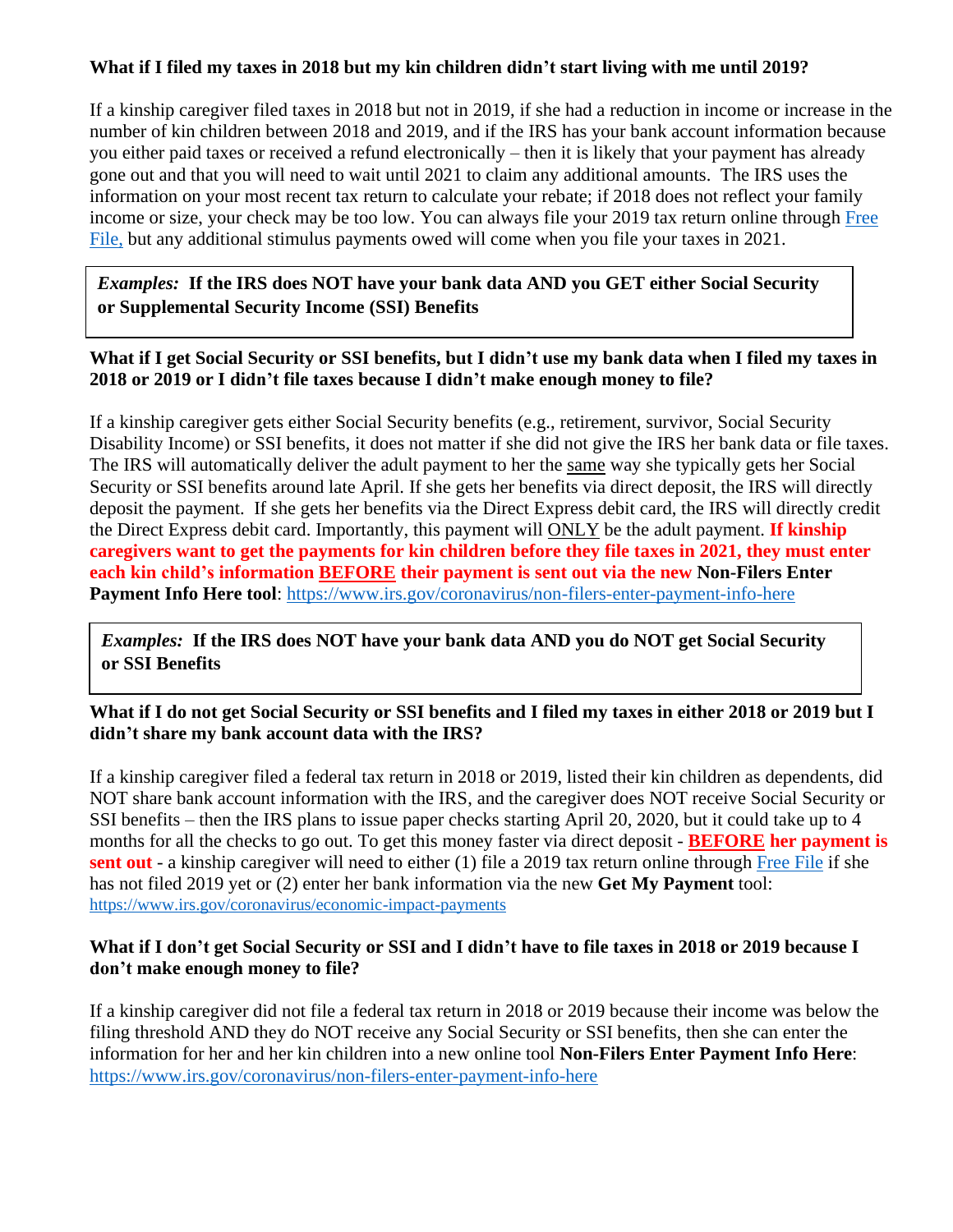**What if I filed my taxes in 2018 but my kin children didn't start living with me until 2019?**

If a kinship caregiver filed taxes in 2018 but not in 2019, if she had a reduction in income or increase in the number of kin children between 2018 and 2019, and if the IRS has your bank account information because you either paid taxes or received a refund electronically – then it is likely that your payment has already gone out and that you will need to wait until 2021 to claim any additional amounts. The IRS uses the information on your most recent tax return to calculate your rebate; if 2018 does not reflect your family income or size, your check may be too low. You can always file your 2019 tax return online through [Free File,]() but any additional stimulus payments owed will come when you file your taxes in 2021.

***Examples:*** **If the IRS does NOT have your bank data AND you GET either Social Security or Supplemental Security Income (SSI) Benefits**

**What if I get Social Security or SSI benefits, but I didn't use my bank data when I filed my taxes in 2018 or 2019 or I didn't file taxes because I didn't make enough money to file?**

If a kinship caregiver gets either Social Security benefits (e.g., retirement, survivor, Social Security Disability Income) or SSI benefits, it does not matter if she did not give the IRS her bank data or file taxes. The IRS will automatically deliver the adult payment to her the same way she typically gets her Social Security or SSI benefits around late April. If she gets her benefits via direct deposit, the IRS will directly deposit the payment. If she gets her benefits via the Direct Express debit card, the IRS will directly credit the Direct Express debit card. Importantly, this payment will ONLY be the adult payment. **If kinship caregivers want to get the payments for kin children before they file taxes in 2021, they must enter each kin child's information BEFORE their payment is sent out via the new Non-Filers Enter Payment Info Here tool**: https://www.irs.gov/coronavirus/non-filers-enter-payment-info-here

***Examples:*** **If the IRS does NOT have your bank data AND you do NOT get Social Security or SSI Benefits**

**What if I do not get Social Security or SSI benefits and I filed my taxes in either 2018 or 2019 but I didn't share my bank account data with the IRS?**

If a kinship caregiver filed a federal tax return in 2018 or 2019, listed their kin children as dependents, did NOT share bank account information with the IRS, and the caregiver does NOT receive Social Security or SSI benefits – then the IRS plans to issue paper checks starting April 20, 2020, but it could take up to 4 months for all the checks to go out. To get this money faster via direct deposit - **BEFORE her payment is sent out** - a kinship caregiver will need to either (1) file a 2019 tax return online through [Free File]() if she has not filed 2019 yet or (2) enter her bank information via the new **Get My Payment** tool: https://www.irs.gov/coronavirus/economic-impact-payments

**What if I don't get Social Security or SSI and I didn't have to file taxes in 2018 or 2019 because I don't make enough money to file?**

If a kinship caregiver did not file a federal tax return in 2018 or 2019 because their income was below the filing threshold AND they do NOT receive any Social Security or SSI benefits, then she can enter the information for her and her kin children into a new online tool **Non-Filers Enter Payment Info Here**: https://www.irs.gov/coronavirus/non-filers-enter-payment-info-here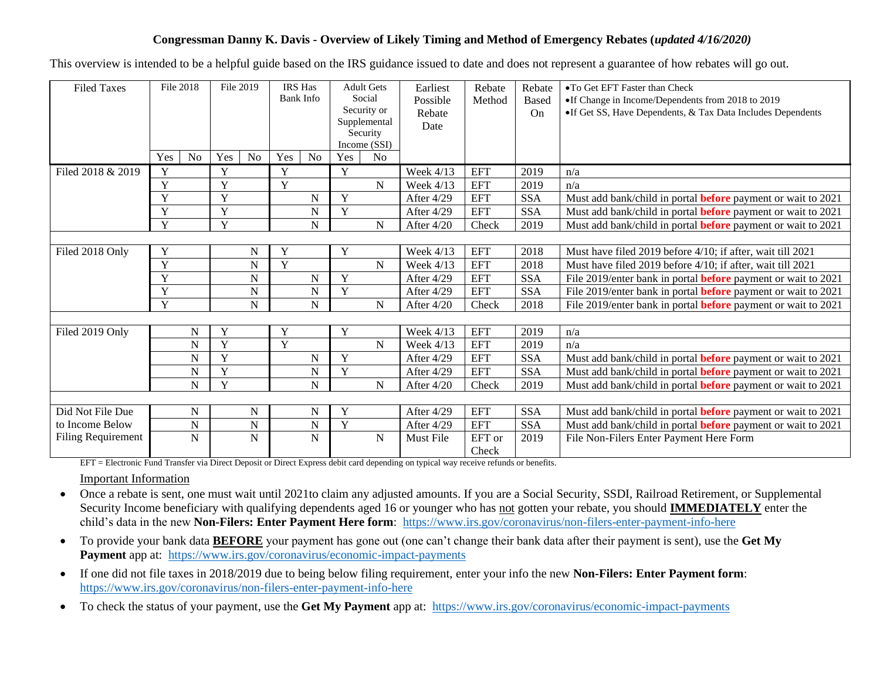**Congressman Danny K. Davis - Overview of Likely Timing and Method of Emergency Rebates (*updated 4/16/2020)***

This overview is intended to be a helpful guide based on the IRS guidance issued to date and does not represent a guarantee of how rebates will go out.

| Filed Taxes | File 2018 | | File 2019 | | IRS Has Bank Info | | Adult Gets Social Security or Supplemental Security Income (SSI) | | Earliest Possible Rebate Date | Rebate Method | Rebate Based On | •To Get EFT Faster than Check •If Change in Income/Dependents from 2018 to 2019 •If Get SS, Have Dependents, & Tax Data Includes Dependents |
|---|---|---|---|---|---|---|---|---|---|---|---|---|
| | Yes | No | Yes | No | Yes | No | Yes | No | | | | |
| Filed 2018 & 2019 | Y | | Y | | Y | | Y | | Week 4/13 | EFT | 2019 | n/a |
| | Y | | Y | | Y | | | N | Week 4/13 | EFT | 2019 | n/a |
| | Y | | Y | | | N | Y | | After 4/29 | EFT | SSA | Must add bank/child in portal **before** payment or wait to 2021 |
| | Y | | Y | | | N | Y | | After 4/29 | EFT | SSA | Must add bank/child in portal **before** payment or wait to 2021 |
| | Y | | Y | | | N | | N | After 4/20 | Check | 2019 | Must add bank/child in portal **before** payment or wait to 2021 |
| | | | | | | | | | | | | |
| Filed 2018 Only | Y | | | N | Y | | Y | | Week 4/13 | EFT | 2018 | Must have filed 2019 before 4/10; if after, wait till 2021 |
| | Y | | | N | Y | | | N | Week 4/13 | EFT | 2018 | Must have filed 2019 before 4/10; if after, wait till 2021 |
| | Y | | | N | | N | Y | | After 4/29 | EFT | SSA | File 2019/enter bank in portal **before** payment or wait to 2021 |
| | Y | | | N | | N | Y | | After 4/29 | EFT | SSA | File 2019/enter bank in portal **before** payment or wait to 2021 |
| | Y | | | N | | N | | N | After 4/20 | Check | 2018 | File 2019/enter bank in portal **before** payment or wait to 2021 |
| | | | | | | | | | | | | |
| Filed 2019 Only | | N | Y | | Y | | Y | | Week 4/13 | EFT | 2019 | n/a |
| | | N | Y | | Y | | | N | Week 4/13 | EFT | 2019 | n/a |
| | | N | Y | | | N | Y | | After 4/29 | EFT | SSA | Must add bank/child in portal **before** payment or wait to 2021 |
| | | N | Y | | | N | Y | | After 4/29 | EFT | SSA | Must add bank/child in portal **before** payment or wait to 2021 |
| | | N | Y | | | N | | N | After 4/20 | Check | 2019 | Must add bank/child in portal **before** payment or wait to 2021 |
| | | | | | | | | | | | | |
| Did Not File Due to Income Below Filing Requirement | | N | | N | | N | Y | | After 4/29 | EFT | SSA | Must add bank/child in portal **before** payment or wait to 2021 |
| | | N | | N | | N | Y | | After 4/29 | EFT | SSA | Must add bank/child in portal **before** payment or wait to 2021 |
| | | N | | N | | N | | N | Must File | EFT or Check | 2019 | File Non-Filers Enter Payment Here Form |

EFT = Electronic Fund Transfer via Direct Deposit or Direct Express debit card depending on typical way receive refunds or benefits.

Important Information

- Once a rebate is sent, one must wait until 2021to claim any adjusted amounts. If you are a Social Security, SSDI, Railroad Retirement, or Supplemental Security Income beneficiary with qualifying dependents aged 16 or younger who has not gotten your rebate, you should **IMMEDIATELY** enter the child's data in the new **Non-Filers: Enter Payment Here form**: https://www.irs.gov/coronavirus/non-filers-enter-payment-info-here
- To provide your bank data **BEFORE** your payment has gone out (one can't change their bank data after their payment is sent), use the **Get My Payment** app at: https://www.irs.gov/coronavirus/economic-impact-payments
- If one did not file taxes in 2018/2019 due to being below filing requirement, enter your info the new **Non-Filers: Enter Payment form**: https://www.irs.gov/coronavirus/non-filers-enter-payment-info-here
- To check the status of your payment, use the **Get My Payment** app at: https://www.irs.gov/coronavirus/economic-impact-payments